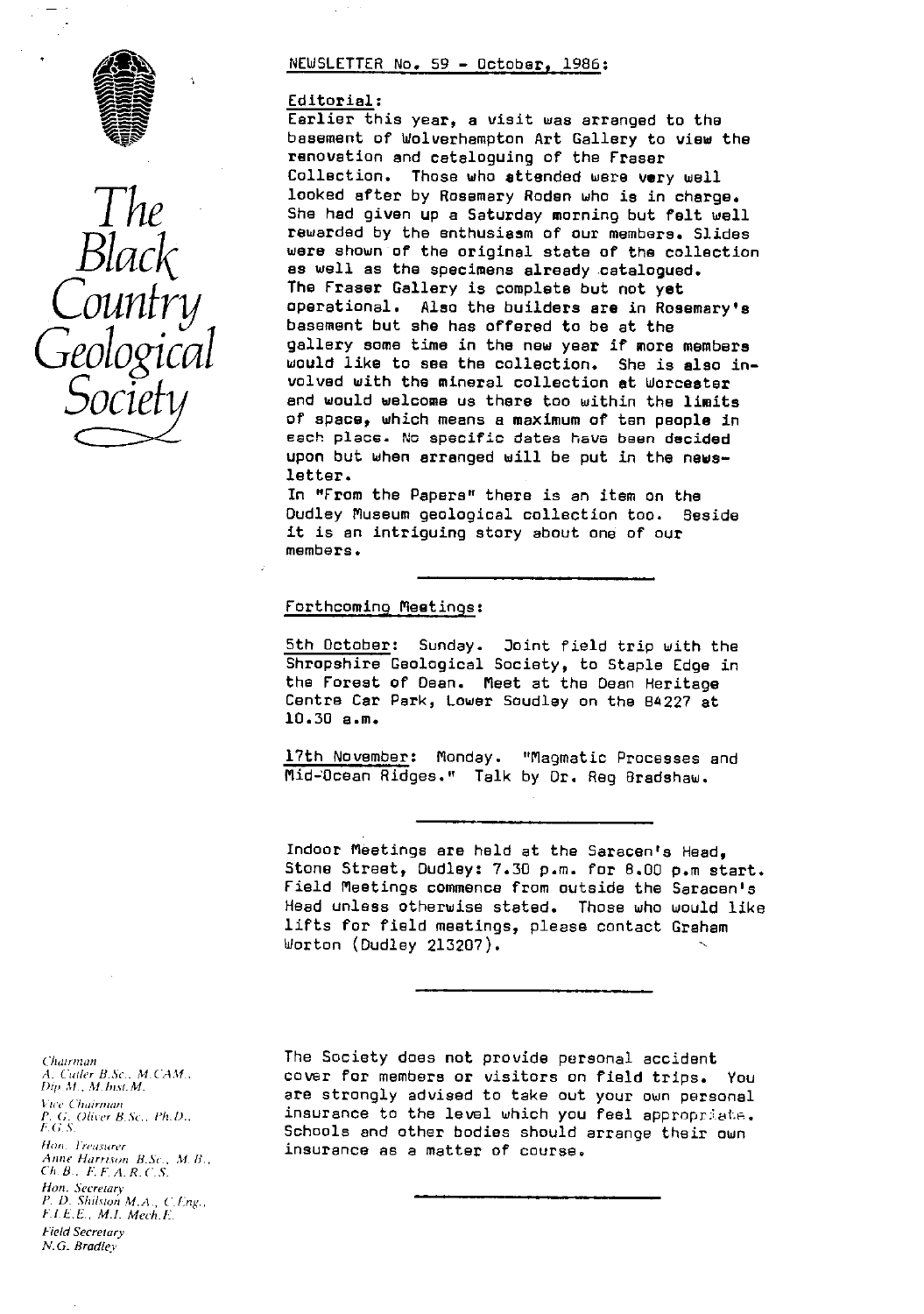# The Black Country Geological Society

## NEWSLETTER No. 59 - October, 1986:

### Editorial:

Earlier this year, a visit was arranged to the basement of Wolverhampton Art Gallery to view the renovation and cataloguing of the Fraser Collection. Those who attended were very well looked after by Rosemary Roden who is in charge. She had given up a Saturday morning but felt well rewarded by the enthusiasm of our members. Slides were shown of the original state of the collection as well as the specimens already catalogued. The Fraser Gallery is complete but not yet operational. Also the builders are in Rosemary's basement but she has offered to be at the gallery some time in the new year if more members would like to see the collection. She is also involved with the mineral collection at Worcester and would welcome us there too within the limits of space, which means a maximum of ten people in each place. No specific dates have been decided upon but when arranged will be put in the newsletter.

In "From the Papers" there is an item on the Dudley Museum geological collection too. Beside it is an intriguing story about one of our members.

### Forthcoming Meetings:

5th October: Sunday. Joint field trip with the Shropshire Geological Society, to Staple Edge in the Forest of Dean. Meet at the Dean Heritage Centre Car Park, Lower Soudley on the B4227 at 10.30 a.m.

17th November: Monday. "Magmatic Processes and Mid-Ocean Ridges." Talk by Dr. Reg Bradshaw.

Indoor Meetings are held at the Saracen's Head, Stone Street, Dudley: 7.30 p.m. for 8.00 p.m start. Field Meetings commence from outside the Saracen's Head unless otherwise stated. Those who would like lifts for field meetings, please contact Graham Worton (Dudley 213207).

The Society does not provide personal accident cover for members or visitors on field trips. You are strongly advised to take out your own personal insurance to the level which you feel appropriate. Schools and other bodies should arrange their own insurance as a matter of course.

*Chairman*
A. Cutler B.Sc., M.CAM., Dip.M., M.Inst.M.

*Vice Chairman*
P. G. Oliver B.Sc., Ph.D., F.G.S.

*Hon. Treasurer*
Anne Harrison B.Sc., M.B., Ch.B., F.F.A.R.C.S.

*Hon. Secretary*
P. D. Shilston M.A., C.Eng., F.I.E.E., M.I. Mech.E.

*Field Secretary*
N.G. Bradley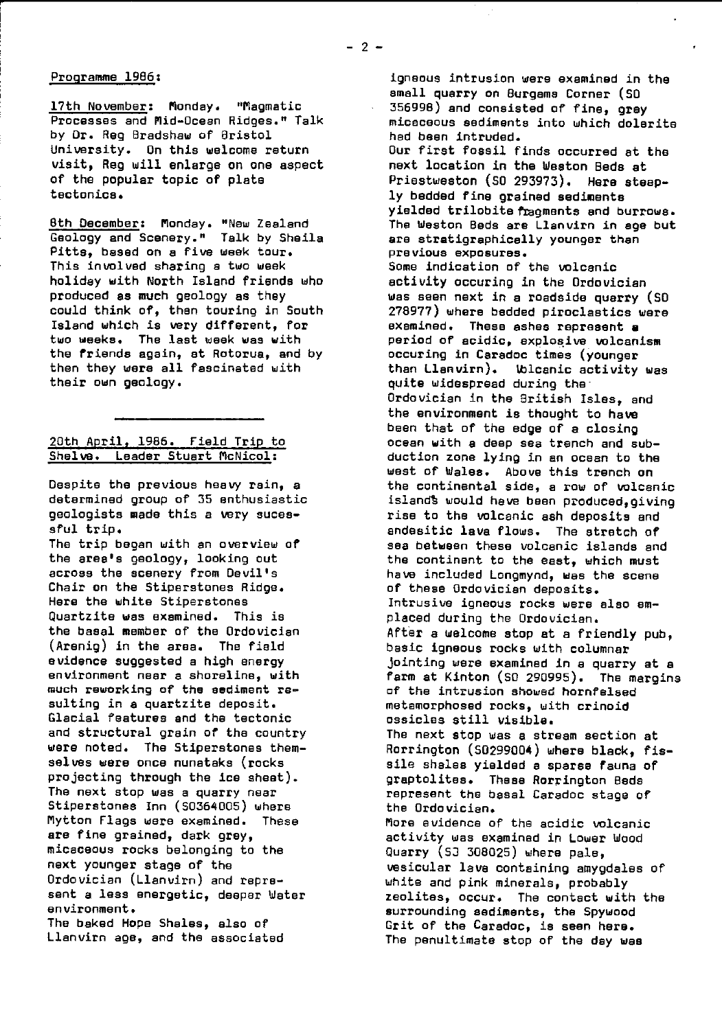Programme 1986:

17th November: Monday. "Magmatic Processes and Mid-Ocean Ridges." Talk by Dr. Reg Bradshaw of Bristol University. On this welcome return visit, Reg will enlarge on one aspect of the popular topic of plate tectonics.

8th December: Monday. "New Zealand Geology and Scenery." Talk by Sheila Pitts, based on a five week tour. This involved sharing a two week holiday with North Island friends who produced as much geology as they could think of, then touring in South Island which is very different, for two weeks. The last week was with the friends again, at Rotorua, and by then they were all fascinated with their own geology.

---

20th April, 1986. Field Trip to Shelve. Leader Stuart McNicol:

Despite the previous heavy rain, a determined group of 35 enthusiastic geologists made this a very sucessful trip.

The trip began with an overview of the area's geology, looking out across the scenery from Devil's Chair on the Stiperstones Ridge. Here the white Stiperstones Quartzite was examined. This is the basal member of the Ordovician (Arenig) in the area. The field evidence suggested a high energy environment near a shoreline, with much reworking of the sediment resulting in a quartzite deposit. Glacial features and the tectonic and structural grain of the country were noted. The Stiperstones themselves were once nunataks (rocks projecting through the ice sheet).

The next stop was a quarry near Stiperstones Inn (SO364005) where Mytton Flags were examined. These are fine grained, dark grey, micaceous rocks belonging to the next younger stage of the Ordovician (Llanvirn) and represent a less energetic, deeper Water environment.

The baked Hope Shales, also of Llanvirn age, and the associated igneous intrusion were examined in the small quarry on Burgems Corner (SO 356998) and consisted of fine, grey micaceous sediments into which dolerite had been intruded.

Our first fossil finds occurred at the next location in the Weston Beds at Priestweston (SO 293973). Here steeply bedded fine grained sediments yielded trilobite fragments and burrows. The Weston Beds are Llanvirn in age but are stratigraphically younger than previous exposures.

Some indication of the volcanic activity occuring in the Ordovician was seen next in a roadside quarry (SO 278977) where bedded pyroclastics were examined. These ashes represent a period of acidic, explosive volcanism occuring in Caradoc times (younger than Llanvirn). Volcanic activity was quite widespread during the Ordovician in the British Isles, and the environment is thought to have been that of the edge of a closing ocean with a deep sea trench and subduction zone lying in an ocean to the west of Wales. Above this trench on the continental side, a row of volcanic islands would have been produced, giving rise to the volcanic ash deposits and andesitic lava flows. The stretch of sea between these volcanic islands and the continent to the east, which must have included Longmynd, was the scene of these Ordovician deposits.

Intrusive igneous rocks were also emplaced during the Ordovician.

After a welcome stop at a friendly pub, basic igneous rocks with columnar jointing were examined in a quarry at a farm at Kinton (SO 290995). The margins of the intrusion showed hornfelsed metamorphosed rocks, with crinoid ossicles still visible.

The next stop was a stream section at Rorrington (SO299004) where black, fissile shales yielded a sparse fauna of graptolites. These Rorrington Beds represent the basal Caradoc stage of the Ordovician.

More evidence of the acidic volcanic activity was examined in Lower Wood Quarry (SJ 308025) where pale, vesicular lava containing amygdales of white and pink minerals, probably zeolites, occur. The contact with the surrounding sediments, the Spywood Grit of the Caradoc, is seen here.

The penultimate stop of the day was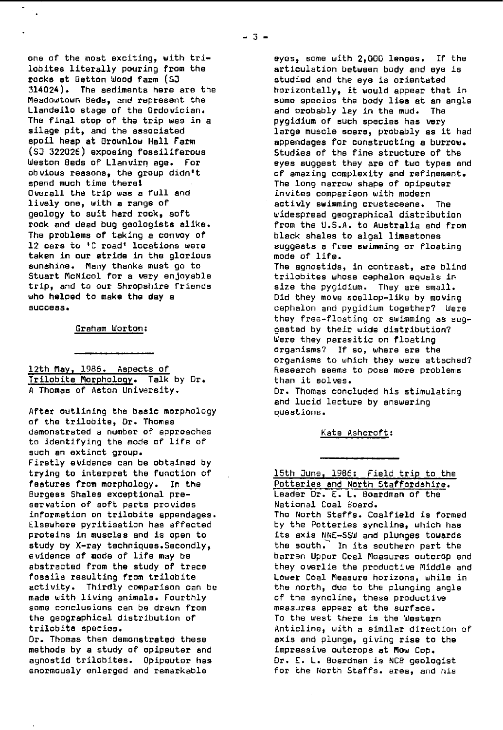one of the most exciting, with trilobites literally pouring from the rocks at Betton Wood farm (SJ 314024). The sediments here are the Meadowtown Beds, and represent the Llandeilo stage of the Ordovician. The final stop of the trip was in a silage pit, and the associated spoil heap at Brownlow Hall Farm (SJ 322026) exposing fossiliferous Weston Beds of Llanvirn age. For obvious reasons, the group didn't spend much time there!
Overall the trip was a full and lively one, with a range of geology to suit hard rock, soft rock and dead bug geologists alike. The problems of taking a convoy of 12 cars to 'C road' locations were taken in our stride in the glorious sunshine. Many thanks must go to Stuart McNicol for a very enjoyable trip, and to our Shropshire friends who helped to make the day a success.

Graham Worton:

---

12th May, 1986. Aspects of Trilobite Morphology. Talk by Dr. A Thomas of Aston University.

After outlining the basic morphology of the trilobite, Dr. Thomas demonstrated a number of approaches to identifying the mode of life of such an extinct group.
Firstly evidence can be obtained by trying to interpret the function of features from morphology. In the Burgess Shales exceptional preservation of soft parts provides information on trilobite appendages. Elsewhere pyritisation has affected proteins in muscles and is open to study by X-ray techniques. Secondly, evidence of mode of life may be abstracted from the study of trace fossils resulting from trilobite activity. Thirdly comparison can be made with living animals. Fourthly some conclusions can be drawn from the geographical distribution of trilobite species.
Dr. Thomas then demonstrated these methods by a study of opipeuter and agnostid trilobites. Opipeuter has enormously enlarged and remarkable eyes, some with 2,000 lenses. If the articulation between body and eye is studied and the eye is orientated horizontally, it would appear that in some species the body lies at an angle and probably lay in the mud. The pygidium of such species has very large muscle scars, probably as it had appendages for constructing a burrow. Studies of the fine structure of the eyes suggest they are of two types and of amazing complexity and refinement. The long narrow shape of opipeuter invites comparison with modern activly swimming crustaceans. The widespread geographical distribution from the U.S.A. to Australia and from black shales to algal limestones suggests a free swimming or floating mode of life.
The agnostids, in contrast, are blind trilobites whose cephalon equals in size the pygidium. They are small. Did they move scallop-like by moving cephalon and pygidium together? Were they free-floating or swimming as suggested by their wide distribution? Were they parasitic on floating organisms? If so, where are the organisms to which they were attached? Research seems to pose more problems than it solves.
Dr. Thomas concluded his stimulating and lucid lecture by answering questions.

Kate Ashcroft:

---

15th June, 1986: Field trip to the Potteries and North Staffordshire. Leader Dr. E. L. Boardman of the National Coal Board.
The North Staffs. Coalfield is formed by the Potteries syncline, which has its axis NNE-SSW and plunges towards the south. In its southern part the barren Upper Coal Measures outcrop and they overlie the productive Middle and Lower Coal Measure horizons, while in the north, due to the plunging angle of the syncline, these productive measures appear at the surface.
To the west there is the Western Anticline, with a similar direction of axis and plunge, giving rise to the impressive outcrops at Mow Cop.
Dr. E. L. Boardman is NCB geologist for the North Staffs. area, and his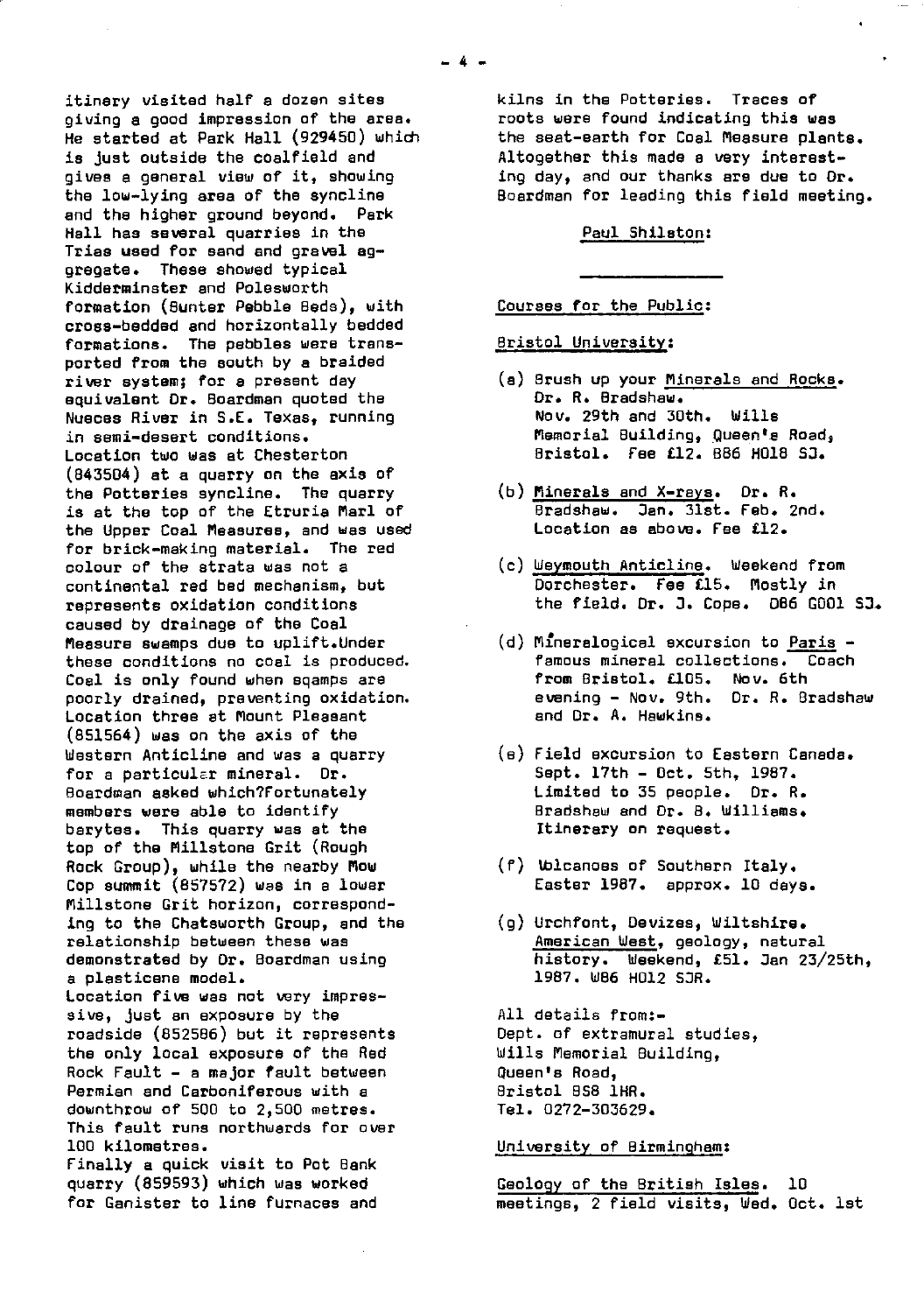itinery visited half a dozen sites giving a good impression of the area. He started at Park Hall (929450) which is just outside the coalfield and gives a general view of it, showing the low-lying area of the syncline and the higher ground beyond. Park Hall has several quarries in the Trias used for sand and gravel aggregate. These showed typical Kidderminster and Polesworth formation (Bunter Pebble Beds), with cross-bedded and horizontally bedded formations. The pebbles were transported from the south by a braided river system; for a present day equivalent Dr. Boardman quoted the Nueces River in S.E. Texas, running in semi-desert conditions.
Location two was at Chesterton (843504) at a quarry on the axis of the Potteries syncline. The quarry is at the top of the Etruria Marl of the Upper Coal Measures, and was used for brick-making material. The red colour of the strata was not a continental red bed mechanism, but represents oxidation conditions caused by drainage of the Coal Measure swamps due to uplift.Under these conditions no coal is produced. Coal is only found when sqamps are poorly drained, preventing oxidation.
Location three at Mount Pleasant (851564) was on the axis of the Western Anticline and was a quarry for a particular mineral. Dr. Boardman asked which?Fortunately members were able to identify barytes. This quarry was at the top of the Millstone Grit (Rough Rock Group), while the nearby Mow Cop summit (857572) was in a lower Millstone Grit horizon, corresponding to the Chatsworth Group, and the relationship between these was demonstrated by Dr. Boardman using a plasticene model.
Location five was not very impressive, just an exposure by the roadside (852586) but it represents the only local exposure of the Red Rock Fault - a major fault between Permian and Carboniferous with a downthrow of 500 to 2,500 metres. This fault runs northwards for over 100 kilometres.
Finally a quick visit to Pot Bank quarry (859593) which was worked for Ganister to line furnaces and kilns in the Potteries. Traces of roots were found indicating this was the seat-earth for Coal Measure plants. Altogether this made a very interesting day, and our thanks are due to Dr. Boardman for leading this field meeting.

Paul Shilston:

---

Courses for the Public:

Bristol University:

(a) Brush up your Minerals and Rocks. Dr. R. Bradshaw. Nov. 29th and 30th. Wills Memorial Building, Queen's Road, Bristol. Fee £12. B86 H018 SJ.

(b) Minerals and X-rays. Dr. R. Bradshaw. Jan. 31st. Feb. 2nd. Location as above. Fee £12.

(c) Weymouth Anticline. Weekend from Dorchester. Fee £15. Mostly in the field. Dr. J. Cope. D86 G001 SJ.

(d) Mineralogical excursion to Paris - famous mineral collections. Coach from Bristol. £105. Nov. 6th evening - Nov. 9th. Dr. R. Bradshaw and Dr. A. Hawkins.

(e) Field excursion to Eastern Canada. Sept. 17th - Oct. 5th, 1987. Limited to 35 people. Dr. R. Bradshaw and Dr. B. Williams. Itinerary on request.

(f) Volcanoes of Southern Italy. Easter 1987. approx. 10 days.

(g) Urchfont, Devizes, Wiltshire. American West, geology, natural history. Weekend, £51. Jan 23/25th, 1987. W86 H012 SJR.

All details from:-
Dept. of extramural studies,
Wills Memorial Building,
Queen's Road,
Bristol BS8 1HR.
Tel. 0272-303629.

University of Birmingham:

Geology of the British Isles. 10 meetings, 2 field visits, Wed. Oct. 1st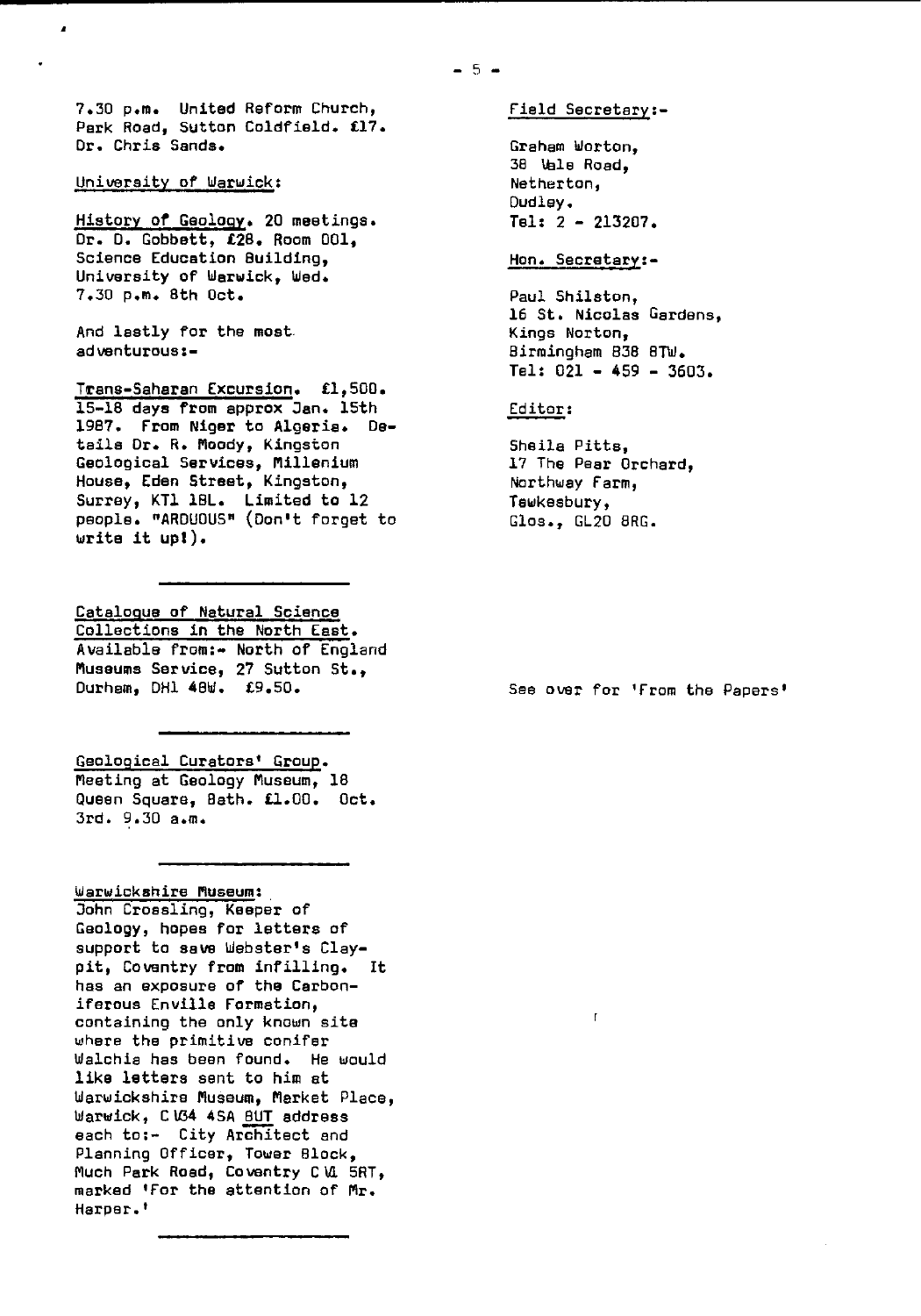7.30 p.m. United Reform Church, Park Road, Sutton Coldfield. £17. Dr. Chris Sands.

University of Warwick:

History of Geology. 20 meetings. Dr. D. Gobbett, £28. Room 001, Science Education Building, University of Warwick, Wed. 7.30 p.m. 8th Oct.

And lastly for the most adventurous:-

Trans-Saharan Excursion. £1,500. 15-18 days from approx Jan. 15th 1987. From Niger to Algeria. Details Dr. R. Moody, Kingston Geological Services, Millenium House, Eden Street, Kingston, Surrey, KT1 1BL. Limited to 12 people. "ARDUOUS" (Don't forget to write it up!).

---

Catalogue of Natural Science Collections in the North East. Available from:- North of England Museums Service, 27 Sutton St., Durham, DH1 4BW. £9.50.

---

Geological Curators' Group. Meeting at Geology Museum, 18 Queen Square, Bath. £1.00. Oct. 3rd. 9.30 a.m.

---

Warwickshire Museum:
John Crossling, Keeper of Geology, hopes for letters of support to save Webster's Claypit, Coventry from infilling. It has an exposure of the Carboniferous Enville Formation, containing the only known site where the primitive conifer Walchia has been found. He would like letters sent to him at Warwickshire Museum, Market Place, Warwick, CV34 4SA BUT address each to:- City Architect and Planning Officer, Tower Block, Much Park Road, Coventry CV1 5RT, marked 'For the attention of Mr. Harper.'

---

Field Secretary:-

Graham Worton,
38 Vale Road,
Netherton,
Dudley.
Tel: 2 - 213207.

Hon. Secretary:-

Paul Shilston,
16 St. Nicolas Gardens,
Kings Norton,
Birmingham B38 8TW.
Tel: 021 - 459 - 3603.

Editor:

Sheila Pitts,
17 The Pear Orchard,
Northway Farm,
Tewkesbury,
Glos., GL20 8RG.

See over for 'From the Papers'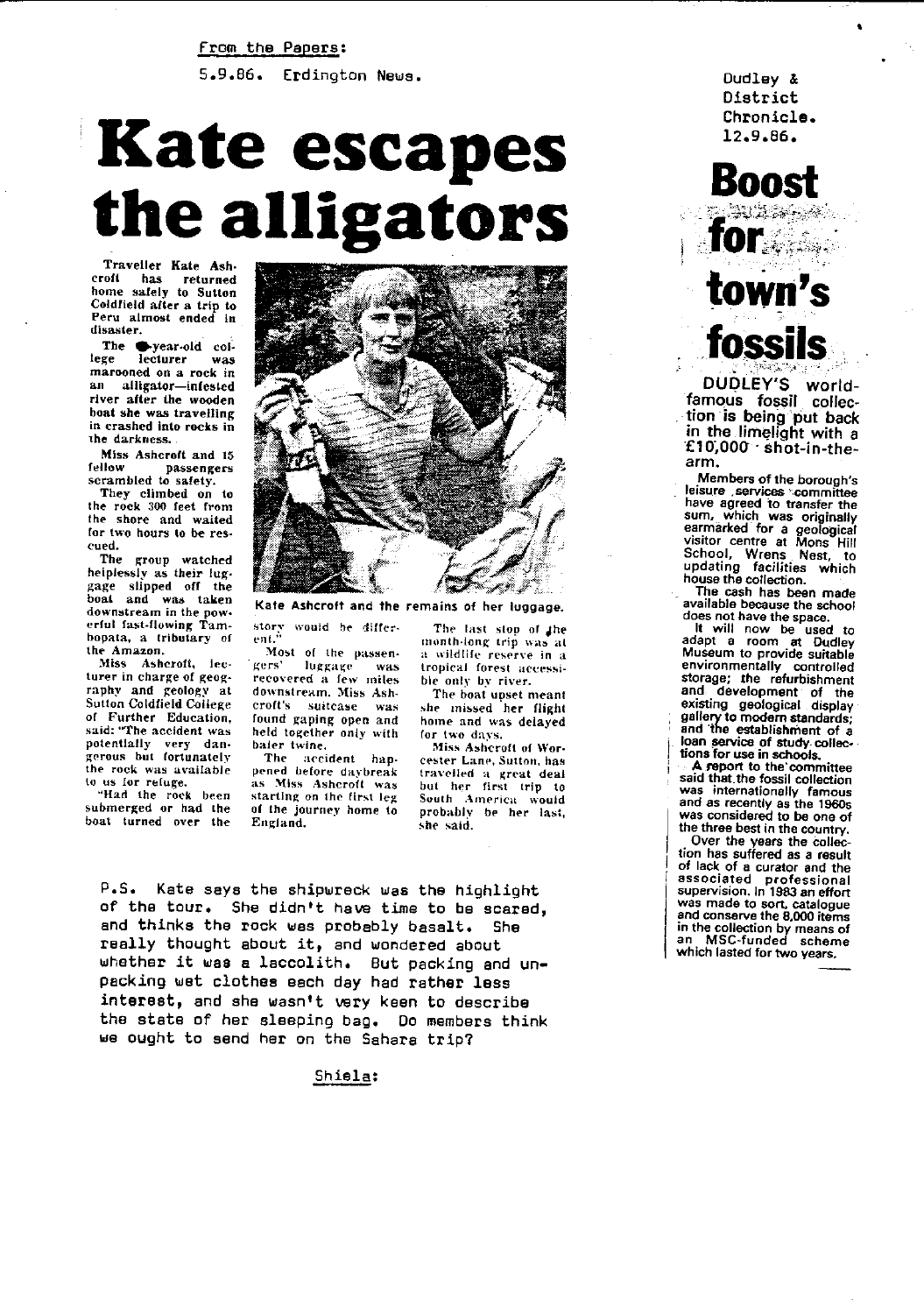From the Papers:

5.9.86. Erdington News.

# Kate escapes the alligators

Traveller Kate Ashcroft has returned home safely to Sutton Coldfield after a trip to Peru almost ended in disaster.

The ●-year-old college lecturer was marooned on a rock in an alligator—infested river after the wooden boat she was travelling in crashed into rocks in the darkness.

Miss Ashcroft and 15 fellow passengers scrambled to safety.

They climbed on to the rock 300 feet from the shore and waited for two hours to be rescued.

The group watched helplessly as their luggage slipped off the boat and was taken downstream in the powerful fast-flowing Tambopata, a tributary of the Amazon.

Miss Ashcroft, lecturer in charge of geography and geology at Sutton Coldfield College of Further Education, said: "The accident was potentially very dangerous but fortunately the rock was available to us for refuge.

"Had the rock been submerged or had the boat turned over the story would be different."

Kate Ashcroft and the remains of her luggage.

Most of the passengers' luggage was recovered a few miles downstream. Miss Ashcroft's suitcase was found gaping open and held together only with baler twine.

The accident happened before daybreak as Miss Ashcroft was starting on the first leg of the journey home to England.

The last stop of the month-long trip was at a wildlife reserve in a tropical forest accessible only by river.

The boat upset meant she missed her flight home and was delayed for two days.

Miss Ashcroft of Worcester Lane, Sutton, has travelled a great deal but her first trip to South America would probably be her last, she said.

Dudley & District Chronicle. 12.9.86.

# Boost for town's fossils

DUDLEY'S world-famous fossil collection is being put back in the limelight with a £10,000 shot-in-the-arm.

Members of the borough's leisure services committee have agreed to transfer the sum, which was originally earmarked for a geological visitor centre at Mons Hill School, Wrens Nest, to updating facilities which house the collection.

The cash has been made available because the school does not have the space.

It will now be used to adapt a room at Dudley Museum to provide suitable environmentally controlled storage; the refurbishment and development of the existing geological display gallery to modern standards; and the establishment of a loan service of study collections for use in schools.

A report to the committee said that the fossil collection was internationally famous and as recently as the 1960s was considered to be one of the three best in the country.

Over the years the collection has suffered as a result of lack of a curator and the associated professional supervision. In 1983 an effort was made to sort, catalogue and conserve the 8,000 items in the collection by means of an MSC-funded scheme which lasted for two years.

P.S. Kate says the shipwreck was the highlight of the tour. She didn't have time to be scared, and thinks the rock was probably basalt. She really thought about it, and wondered about whether it was a laccolith. But packing and unpacking wet clothes each day had rather less interest, and she wasn't very keen to describe the state of her sleeping bag. Do members think we ought to send her on the Sahara trip?

Shiela: